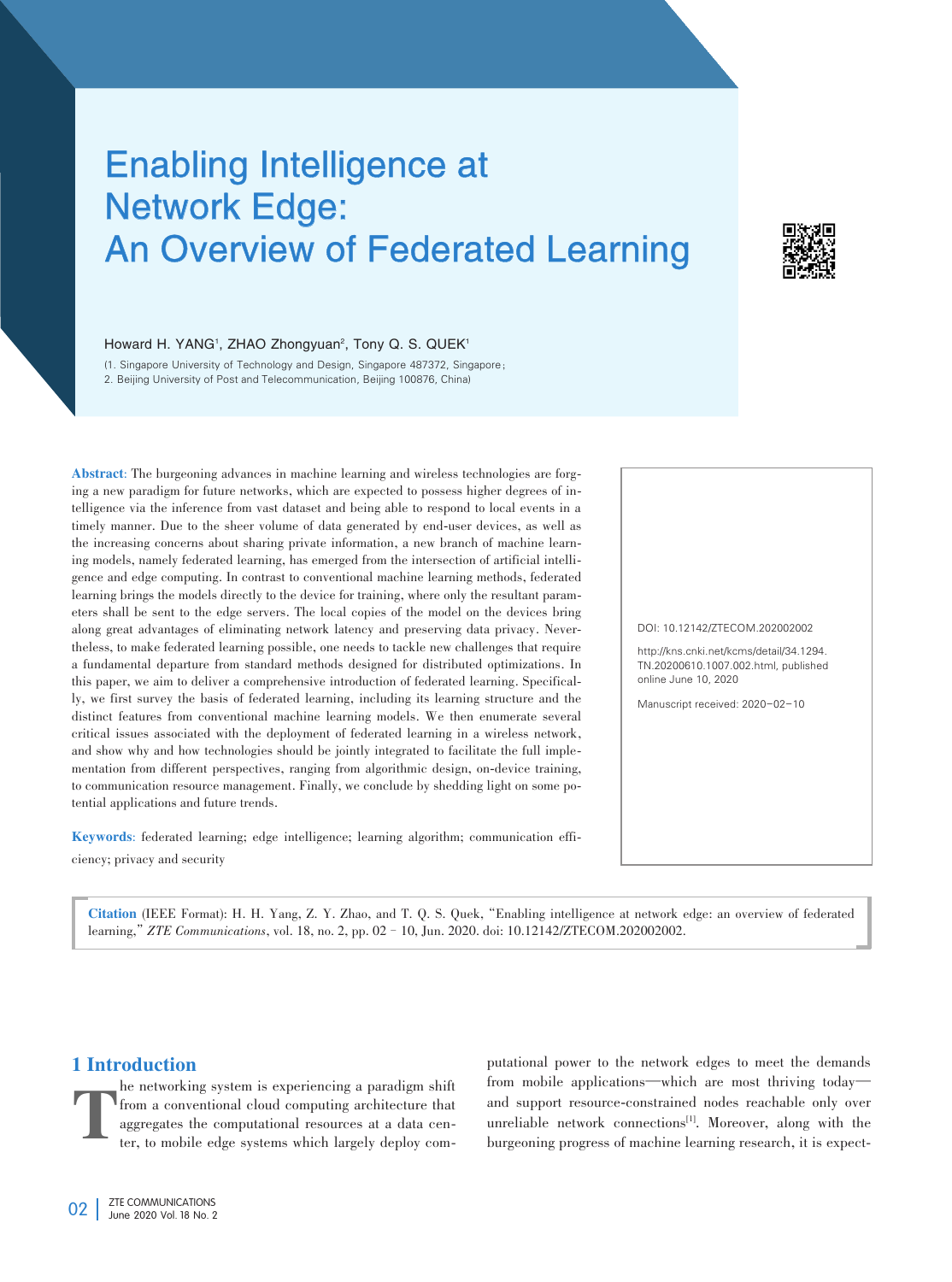# Enabling Intelligence at Network Edge: An Overview of Federated Learning

Howard H. YANG[1], ZHAO Zhongyuan[2], Tony Q. S. QUEK[1]

(1. Singapore University of Technology and Design, Singapore 487372, Singapore;
2. Beijing University of Post and Telecommunication, Beijing 100876, China)

**Abstract**: The burgeoning advances in machine learning and wireless technologies are forging a new paradigm for future networks, which are expected to possess higher degrees of intelligence via the inference from vast dataset and being able to respond to local events in a timely manner. Due to the sheer volume of data generated by end-user devices, as well as the increasing concerns about sharing private information, a new branch of machine learning models, namely federated learning, has emerged from the intersection of artificial intelligence and edge computing. In contrast to conventional machine learning methods, federated learning brings the models directly to the device for training, where only the resultant parameters shall be sent to the edge servers. The local copies of the model on the devices bring along great advantages of eliminating network latency and preserving data privacy. Nevertheless, to make federated learning possible, one needs to tackle new challenges that require a fundamental departure from standard methods designed for distributed optimizations. In this paper, we aim to deliver a comprehensive introduction of federated learning. Specifically, we first survey the basis of federated learning, including its learning structure and the distinct features from conventional machine learning models. We then enumerate several critical issues associated with the deployment of federated learning in a wireless network, and show why and how technologies should be jointly integrated to facilitate the full implementation from different perspectives, ranging from algorithmic design, on-device training, to communication resource management. Finally, we conclude by shedding light on some potential applications and future trends.

**Keywords**: federated learning; edge intelligence; learning algorithm; communication efficiency; privacy and security

DOI: 10.12142/ZTECOM.202002002

http://kns.cnki.net/kcms/detail/34.1294.TN.20200610.1007.002.html, published online June 10, 2020

Manuscript received: 2020-02-10

**Citation** (IEEE Format): H. H. Yang, Z. Y. Zhao, and T. Q. S. Quek, "Enabling intelligence at network edge: an overview of federated learning," *ZTE Communications*, vol. 18, no. 2, pp. 02–10, Jun. 2020. doi: 10.12142/ZTECOM.202002002.

## 1 Introduction

The networking system is experiencing a paradigm shift from a conventional cloud computing architecture that aggregates the computational resources at a data center, to mobile edge systems which largely deploy computational power to the network edges to meet the demands from mobile applications—which are most thriving today—and support resource-constrained nodes reachable only over unreliable network connections[1]. Moreover, along with the burgeoning progress of machine learning research, it is expect-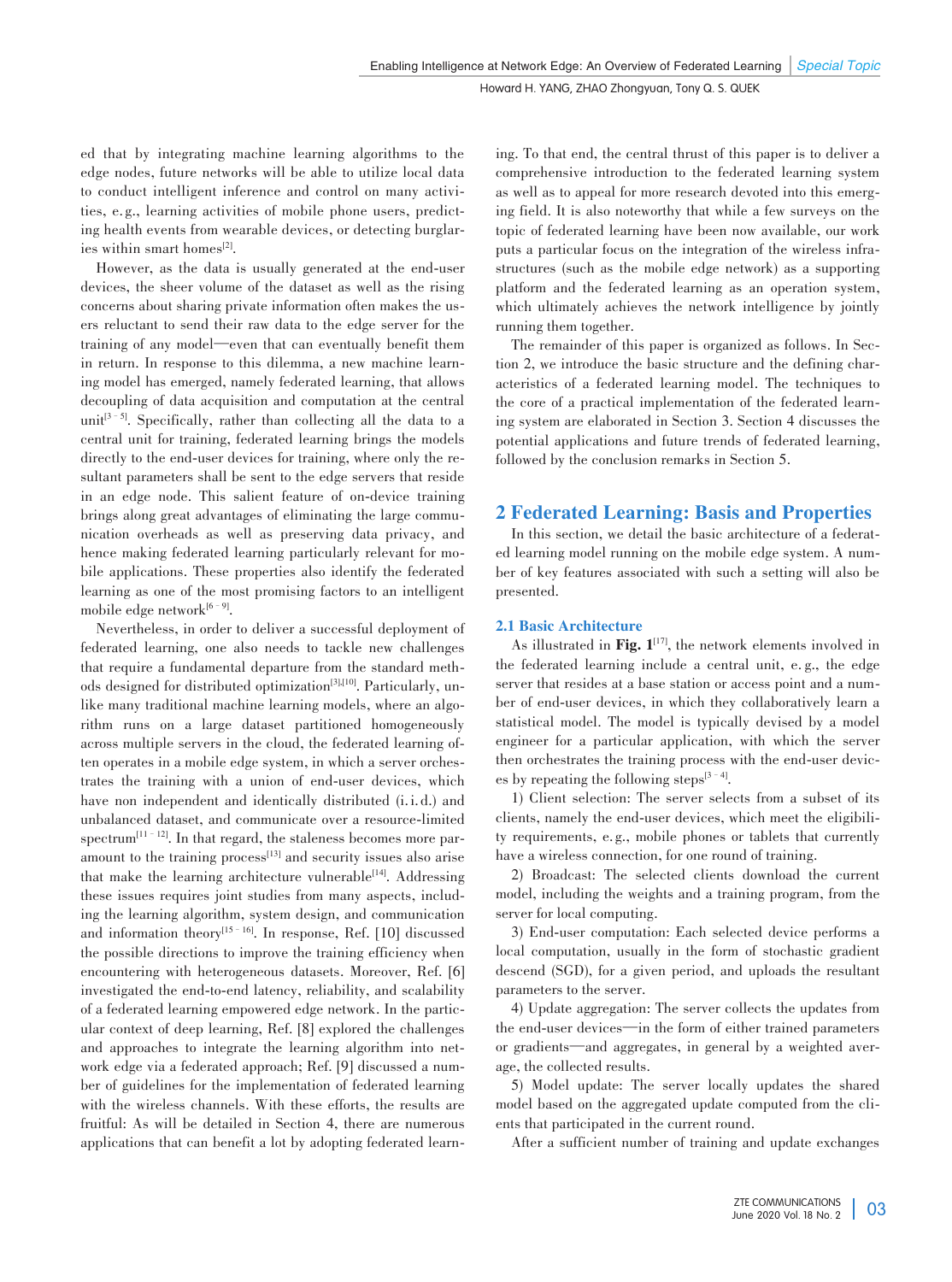ed that by integrating machine learning algorithms to the edge nodes, future networks will be able to utilize local data to conduct intelligent inference and control on many activities, e.g., learning activities of mobile phone users, predicting health events from wearable devices, or detecting burglaries within smart homes[2].

However, as the data is usually generated at the end-user devices, the sheer volume of the dataset as well as the rising concerns about sharing private information often makes the users reluctant to send their raw data to the edge server for the training of any model—even that can eventually benefit them in return. In response to this dilemma, a new machine learning model has emerged, namely federated learning, that allows decoupling of data acquisition and computation at the central unit[3–5]. Specifically, rather than collecting all the data to a central unit for training, federated learning brings the models directly to the end-user devices for training, where only the resultant parameters shall be sent to the edge servers that reside in an edge node. This salient feature of on-device training brings along great advantages of eliminating the large communication overheads as well as preserving data privacy, and hence making federated learning particularly relevant for mobile applications. These properties also identify the federated learning as one of the most promising factors to an intelligent mobile edge network[6–9].

Nevertheless, in order to deliver a successful deployment of federated learning, one also needs to tackle new challenges that require a fundamental departure from the standard methods designed for distributed optimization[3],[10]. Particularly, unlike many traditional machine learning models, where an algorithm runs on a large dataset partitioned homogeneously across multiple servers in the cloud, the federated learning often operates in a mobile edge system, in which a server orchestrates the training with a union of end-user devices, which have non independent and identically distributed (i.i.d.) and unbalanced dataset, and communicate over a resource-limited spectrum[11–12]. In that regard, the staleness becomes more paramount to the training process[13] and security issues also arise that make the learning architecture vulnerable[14]. Addressing these issues requires joint studies from many aspects, including the learning algorithm, system design, and communication and information theory[15–16]. In response, Ref. [10] discussed the possible directions to improve the training efficiency when encountering with heterogeneous datasets. Moreover, Ref. [6] investigated the end-to-end latency, reliability, and scalability of a federated learning empowered edge network. In the particular context of deep learning, Ref. [8] explored the challenges and approaches to integrate the learning algorithm into network edge via a federated approach; Ref. [9] discussed a number of guidelines for the implementation of federated learning with the wireless channels. With these efforts, the results are fruitful: As will be detailed in Section 4, there are numerous applications that can benefit a lot by adopting federated learning. To that end, the central thrust of this paper is to deliver a comprehensive introduction to the federated learning system as well as to appeal for more research devoted into this emerging field. It is also noteworthy that while a few surveys on the topic of federated learning have been now available, our work puts a particular focus on the integration of the wireless infrastructures (such as the mobile edge network) as a supporting platform and the federated learning as an operation system, which ultimately achieves the network intelligence by jointly running them together.

The remainder of this paper is organized as follows. In Section 2, we introduce the basic structure and the defining characteristics of a federated learning model. The techniques to the core of a practical implementation of the federated learning system are elaborated in Section 3. Section 4 discusses the potential applications and future trends of federated learning, followed by the conclusion remarks in Section 5.

## 2 Federated Learning: Basis and Properties

In this section, we detail the basic architecture of a federated learning model running on the mobile edge system. A number of key features associated with such a setting will also be presented.

### 2.1 Basic Architecture

As illustrated in **Fig. 1**[17], the network elements involved in the federated learning include a central unit, e.g., the edge server that resides at a base station or access point and a number of end-user devices, in which they collaboratively learn a statistical model. The model is typically devised by a model engineer for a particular application, with which the server then orchestrates the training process with the end-user devices by repeating the following steps[3–4].

1) Client selection: The server selects from a subset of its clients, namely the end-user devices, which meet the eligibility requirements, e.g., mobile phones or tablets that currently have a wireless connection, for one round of training.

2) Broadcast: The selected clients download the current model, including the weights and a training program, from the server for local computing.

3) End-user computation: Each selected device performs a local computation, usually in the form of stochastic gradient descend (SGD), for a given period, and uploads the resultant parameters to the server.

4) Update aggregation: The server collects the updates from the end-user devices—in the form of either trained parameters or gradients—and aggregates, in general by a weighted average, the collected results.

5) Model update: The server locally updates the shared model based on the aggregated update computed from the clients that participated in the current round.

After a sufficient number of training and update exchanges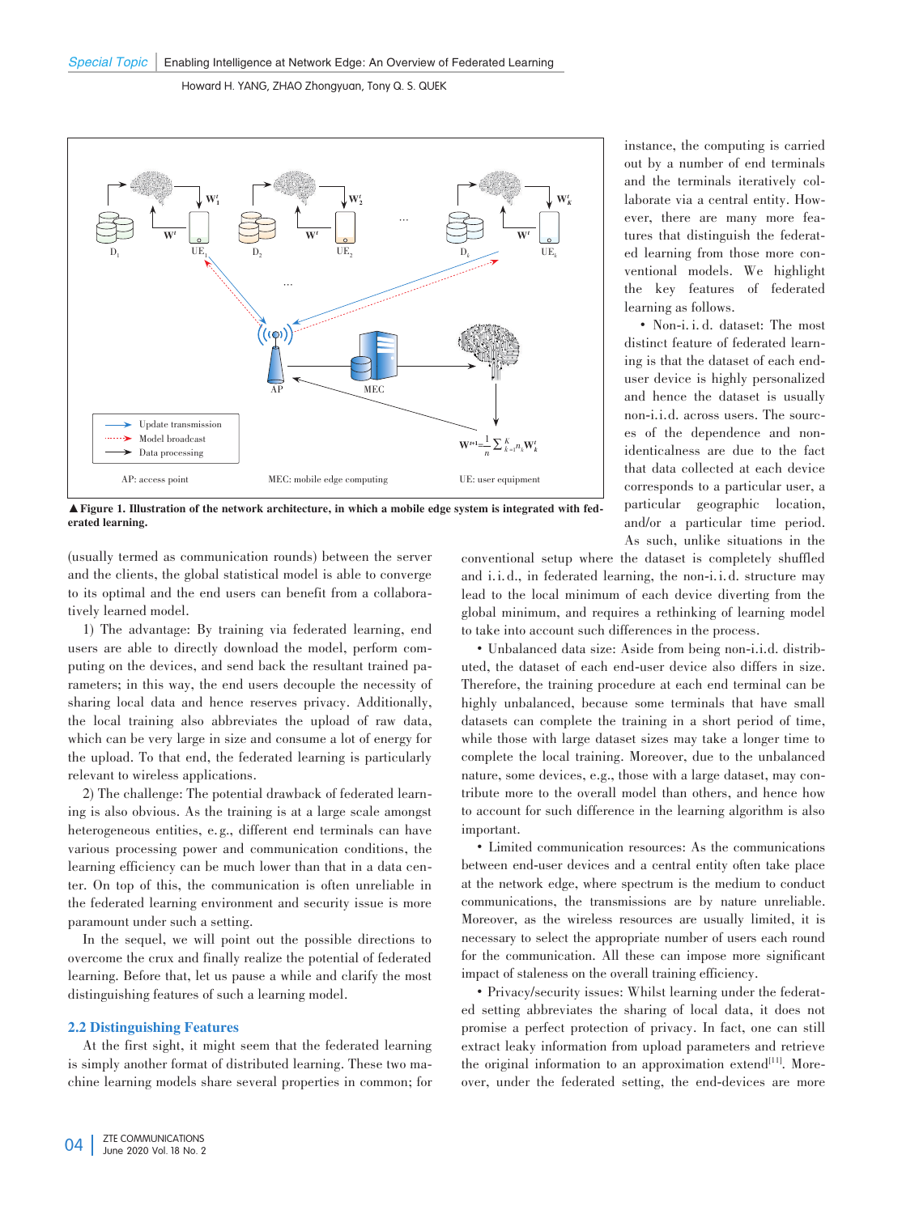▲**Figure 1. Illustration of the network architecture, in which a mobile edge system is integrated with federated learning.**

(usually termed as communication rounds) between the server and the clients, the global statistical model is able to converge to its optimal and the end users can benefit from a collaboratively learned model.

1) The advantage: By training via federated learning, end users are able to directly download the model, perform computing on the devices, and send back the resultant trained parameters; in this way, the end users decouple the necessity of sharing local data and hence reserves privacy. Additionally, the local training also abbreviates the upload of raw data, which can be very large in size and consume a lot of energy for the upload. To that end, the federated learning is particularly relevant to wireless applications.

2) The challenge: The potential drawback of federated learning is also obvious. As the training is at a large scale amongst heterogeneous entities, e. g., different end terminals can have various processing power and communication conditions, the learning efficiency can be much lower than that in a data center. On top of this, the communication is often unreliable in the federated learning environment and security issue is more paramount under such a setting.

In the sequel, we will point out the possible directions to overcome the crux and finally realize the potential of federated learning. Before that, let us pause a while and clarify the most distinguishing features of such a learning model.

## 2.2 Distinguishing Features

At the first sight, it might seem that the federated learning is simply another format of distributed learning. These two machine learning models share several properties in common; for instance, the computing is carried out by a number of end terminals and the terminals iteratively collaborate via a central entity. However, there are many more features that distinguish the federated learning from those more conventional models. We highlight the key features of federated learning as follows.

• Non-i. i. d. dataset: The most distinct feature of federated learning is that the dataset of each end-user device is highly personalized and hence the dataset is usually non-i.i.d. across users. The sources of the dependence and non-identicalness are due to the fact that data collected at each device corresponds to a particular user, a particular geographic location, and/or a particular time period. As such, unlike situations in the conventional setup where the dataset is completely shuffled and i.i.d., in federated learning, the non-i.i.d. structure may lead to the local minimum of each device differing from the global minimum, and requires a rethinking of learning model to take into account such differences in the process.

• Unbalanced data size: Aside from being non-i.i.d. distributed, the dataset of each end-user device also differs in size. Therefore, the training procedure at each end terminal can be highly unbalanced, because some terminals that have small datasets can complete the training in a short period of time, while those with large dataset sizes may take a longer time to complete the local training. Moreover, due to the unbalanced nature, some devices, e.g., those with a large dataset, may contribute more to the overall model than others, and hence how to account for such difference in the learning algorithm is also important.

• Limited communication resources: As the communications between end-user devices and a central entity often take place at the network edge, where spectrum is the medium to conduct communications, the transmissions are by nature unreliable. Moreover, as the wireless resources are usually limited, it is necessary to select the appropriate number of users each round for the communication. All these can impose more significant impact of staleness on the overall training efficiency.

• Privacy/security issues: Whilst learning under the federated setting abbreviates the sharing of local data, it does not promise a perfect protection of privacy. In fact, one can still extract leaky information from upload parameters and retrieve the original information to an approximation extend[11]. Moreover, under the federated setting, the end-devices are more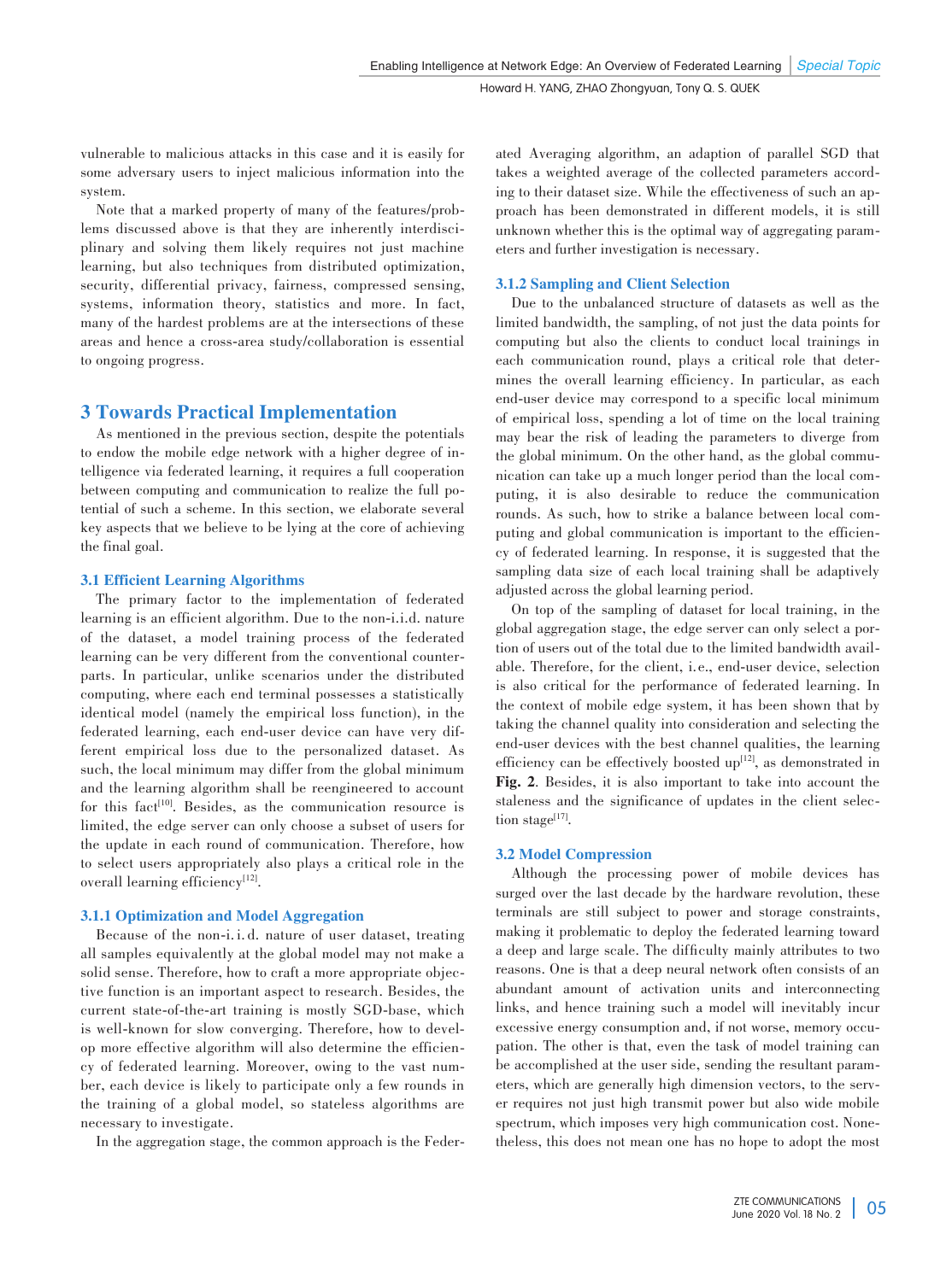vulnerable to malicious attacks in this case and it is easily for some adversary users to inject malicious information into the system.

Note that a marked property of many of the features/problems discussed above is that they are inherently interdisciplinary and solving them likely requires not just machine learning, but also techniques from distributed optimization, security, differential privacy, fairness, compressed sensing, systems, information theory, statistics and more. In fact, many of the hardest problems are at the intersections of these areas and hence a cross-area study/collaboration is essential to ongoing progress.

## 3 Towards Practical Implementation

As mentioned in the previous section, despite the potentials to endow the mobile edge network with a higher degree of intelligence via federated learning, it requires a full cooperation between computing and communication to realize the full potential of such a scheme. In this section, we elaborate several key aspects that we believe to be lying at the core of achieving the final goal.

### 3.1 Efficient Learning Algorithms

The primary factor to the implementation of federated learning is an efficient algorithm. Due to the non-i.i.d. nature of the dataset, a model training process of the federated learning can be very different from the conventional counterparts. In particular, unlike scenarios under the distributed computing, where each end terminal possesses a statistically identical model (namely the empirical loss function), in the federated learning, each end-user device can have very different empirical loss due to the personalized dataset. As such, the local minimum may differ from the global minimum and the learning algorithm shall be reengineered to account for this fact[10]. Besides, as the communication resource is limited, the edge server can only choose a subset of users for the update in each round of communication. Therefore, how to select users appropriately also plays a critical role in the overall learning efficiency[12].

#### 3.1.1 Optimization and Model Aggregation

Because of the non-i. i. d. nature of user dataset, treating all samples equivalently at the global model may not make a solid sense. Therefore, how to craft a more appropriate objective function is an important aspect to research. Besides, the current state-of-the-art training is mostly SGD-base, which is well-known for slow converging. Therefore, how to develop more effective algorithm will also determine the efficiency of federated learning. Moreover, owing to the vast number, each device is likely to participate only a few rounds in the training of a global model, so stateless algorithms are necessary to investigate.

In the aggregation stage, the common approach is the Federated Averaging algorithm, an adaption of parallel SGD that takes a weighted average of the collected parameters according to their dataset size. While the effectiveness of such an approach has been demonstrated in different models, it is still unknown whether this is the optimal way of aggregating parameters and further investigation is necessary.

#### 3.1.2 Sampling and Client Selection

Due to the unbalanced structure of datasets as well as the limited bandwidth, the sampling, of not just the data points for computing but also the clients to conduct local trainings in each communication round, plays a critical role that determines the overall learning efficiency. In particular, as each end-user device may correspond to a specific local minimum of empirical loss, spending a lot of time on the local training may bear the risk of leading the parameters to diverge from the global minimum. On the other hand, as the global communication can take up a much longer period than the local computing, it is also desirable to reduce the communication rounds. As such, how to strike a balance between local computing and global communication is important to the efficiency of federated learning. In response, it is suggested that the sampling data size of each local training shall be adaptively adjusted across the global learning period.

On top of the sampling of dataset for local training, in the global aggregation stage, the edge server can only select a portion of users out of the total due to the limited bandwidth available. Therefore, for the client, i.e., end-user device, selection is also critical for the performance of federated learning. In the context of mobile edge system, it has been shown that by taking the channel quality into consideration and selecting the end-user devices with the best channel qualities, the learning efficiency can be effectively boosted up[12], as demonstrated in **Fig. 2**. Besides, it is also important to take into account the staleness and the significance of updates in the client selection stage[17].

### 3.2 Model Compression

Although the processing power of mobile devices has surged over the last decade by the hardware revolution, these terminals are still subject to power and storage constraints, making it problematic to deploy the federated learning toward a deep and large scale. The difficulty mainly attributes to two reasons. One is that a deep neural network often consists of an abundant amount of activation units and interconnecting links, and hence training such a model will inevitably incur excessive energy consumption and, if not worse, memory occupation. The other is that, even the task of model training can be accomplished at the user side, sending the resultant parameters, which are generally high dimension vectors, to the server requires not just high transmit power but also wide mobile spectrum, which imposes very high communication cost. Nonetheless, this does not mean one has no hope to adopt the most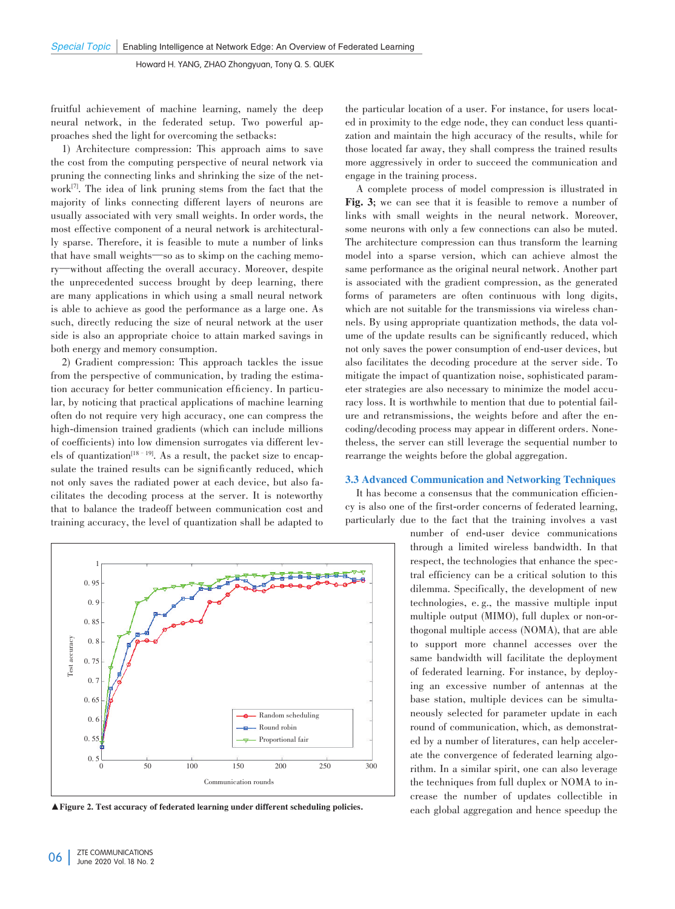fruitful achievement of machine learning, namely the deep neural network, in the federated setup. Two powerful approaches shed the light for overcoming the setbacks:

1) Architecture compression: This approach aims to save the cost from the computing perspective of neural network via pruning the connecting links and shrinking the size of the network[7]. The idea of link pruning stems from the fact that the majority of links connecting different layers of neurons are usually associated with very small weights. In order words, the most effective component of a neural network is architecturally sparse. Therefore, it is feasible to mute a number of links that have small weights—so as to skimp on the caching memory—without affecting the overall accuracy. Moreover, despite the unprecedented success brought by deep learning, there are many applications in which using a small neural network is able to achieve as good the performance as a large one. As such, directly reducing the size of neural network at the user side is also an appropriate choice to attain marked savings in both energy and memory consumption.

2) Gradient compression: This approach tackles the issue from the perspective of communication, by trading the estimation accuracy for better communication efficiency. In particular, by noticing that practical applications of machine learning often do not require very high accuracy, one can compress the high-dimension trained gradients (which can include millions of coefficients) into low dimension surrogates via different levels of quantization[18–19]. As a result, the packet size to encapsulate the trained results can be significantly reduced, which not only saves the radiated power at each device, but also facilitates the decoding process at the server. It is noteworthy that to balance the tradeoff between communication cost and training accuracy, the level of quantization shall be adapted to the particular location of a user. For instance, for users located in proximity to the edge node, they can conduct less quantization and maintain the high accuracy of the results, while for those located far away, they shall compress the trained results more aggressively in order to succeed the communication and engage in the training process.

A complete process of model compression is illustrated in **Fig. 3**; we can see that it is feasible to remove a number of links with small weights in the neural network. Moreover, some neurons with only a few connections can also be muted. The architecture compression can thus transform the learning model into a sparse version, which can achieve almost the same performance as the original neural network. Another part is associated with the gradient compression, as the generated forms of parameters are often continuous with long digits, which are not suitable for the transmissions via wireless channels. By using appropriate quantization methods, the data volume of the update results can be significantly reduced, which not only saves the power consumption of end-user devices, but also facilitates the decoding procedure at the server side. To mitigate the impact of quantization noise, sophisticated parameter strategies are also necessary to minimize the model accuracy loss. It is worthwhile to mention that due to potential failure and retransmissions, the weights before and after the encoding/decoding process may appear in different orders. Nonetheless, the server can still leverage the sequential number to rearrange the weights before the global aggregation.

### 3.3 Advanced Communication and Networking Techniques

It has become a consensus that the communication efficiency is also one of the first-order concerns of federated learning, particularly due to the fact that the training involves a vast number of end-user device communications through a limited wireless bandwidth. In that respect, the technologies that enhance the spectral efficiency can be a critical solution to this dilemma. Specifically, the development of new technologies, e.g., the massive multiple input multiple output (MIMO), full duplex or non-orthogonal multiple access (NOMA), that are able to support more channel accesses over the same bandwidth will facilitate the deployment of federated learning. For instance, by deploying an excessive number of antennas at the base station, multiple devices can be simultaneously selected for parameter update in each round of communication, which, as demonstrated by a number of literatures, can help accelerate the convergence of federated learning algorithm. In a similar spirit, one can also leverage the techniques from full duplex or NOMA to increase the number of updates collectible in each global aggregation and hence speedup the

▲**Figure 2. Test accuracy of federated learning under different scheduling policies.**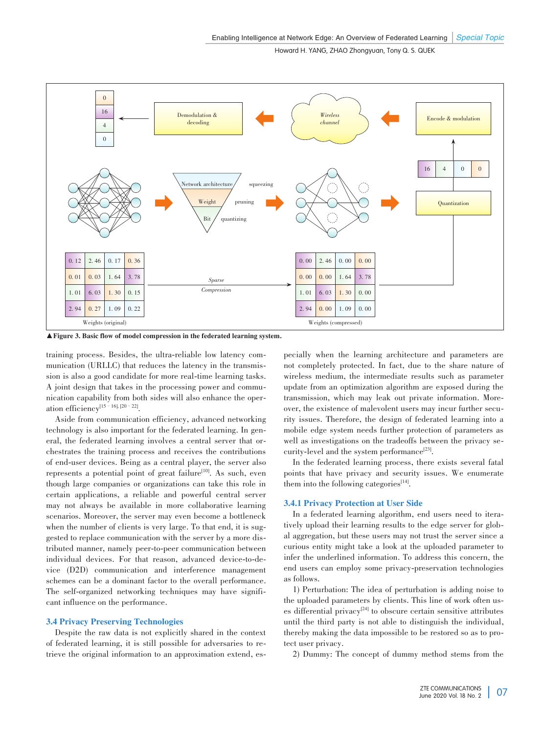▲Figure 3. Basic flow of model compression in the federated learning system.

training process. Besides, the ultra-reliable low latency communication (URLLC) that reduces the latency in the transmission is also a good candidate for more real-time learning tasks. A joint design that takes in the processing power and communication capability from both sides will also enhance the operation efficiency[15–16], [20–22].

Aside from communication efficiency, advanced networking technology is also important for the federated learning. In general, the federated learning involves a central server that orchestrates the training process and receives the contributions of end-user devices. Being as a central player, the server also represents a potential point of great failure[10]. As such, even though large companies or organizations can take this role in certain applications, a reliable and powerful central server may not always be available in more collaborative learning scenarios. Moreover, the server may even become a bottleneck when the number of clients is very large. To that end, it is suggested to replace communication with the server by a more distributed manner, namely peer-to-peer communication between individual devices. For that reason, advanced device-to-device (D2D) communication and interference management schemes can be a dominant factor to the overall performance. The self-organized networking techniques may have significant influence on the performance.

### 3.4 Privacy Preserving Technologies

Despite the raw data is not explicitly shared in the context of federated learning, it is still possible for adversaries to retrieve the original information to an approximation extend, especially when the learning architecture and parameters are not completely protected. In fact, due to the share nature of wireless medium, the intermediate results such as parameter update from an optimization algorithm are exposed during the transmission, which may leak out private information. Moreover, the existence of malevolent users may incur further security issues. Therefore, the design of federated learning into a mobile edge system needs further protection of parameters as well as investigations on the tradeoffs between the privacy security-level and the system performance[23].

In the federated learning process, there exists several fatal points that have privacy and security issues. We enumerate them into the following categories[14].

#### 3.4.1 Privacy Protection at User Side

In a federated learning algorithm, end users need to iteratively upload their learning results to the edge server for global aggregation, but these users may not trust the server since a curious entity might take a look at the uploaded parameter to infer the underlined information. To address this concern, the end users can employ some privacy-preservation technologies as follows.

1) Perturbation: The idea of perturbation is adding noise to the uploaded parameters by clients. This line of work often uses differential privacy[24] to obscure certain sensitive attributes until the third party is not able to distinguish the individual, thereby making the data impossible to be restored so as to protect user privacy.

2) Dummy: The concept of dummy method stems from the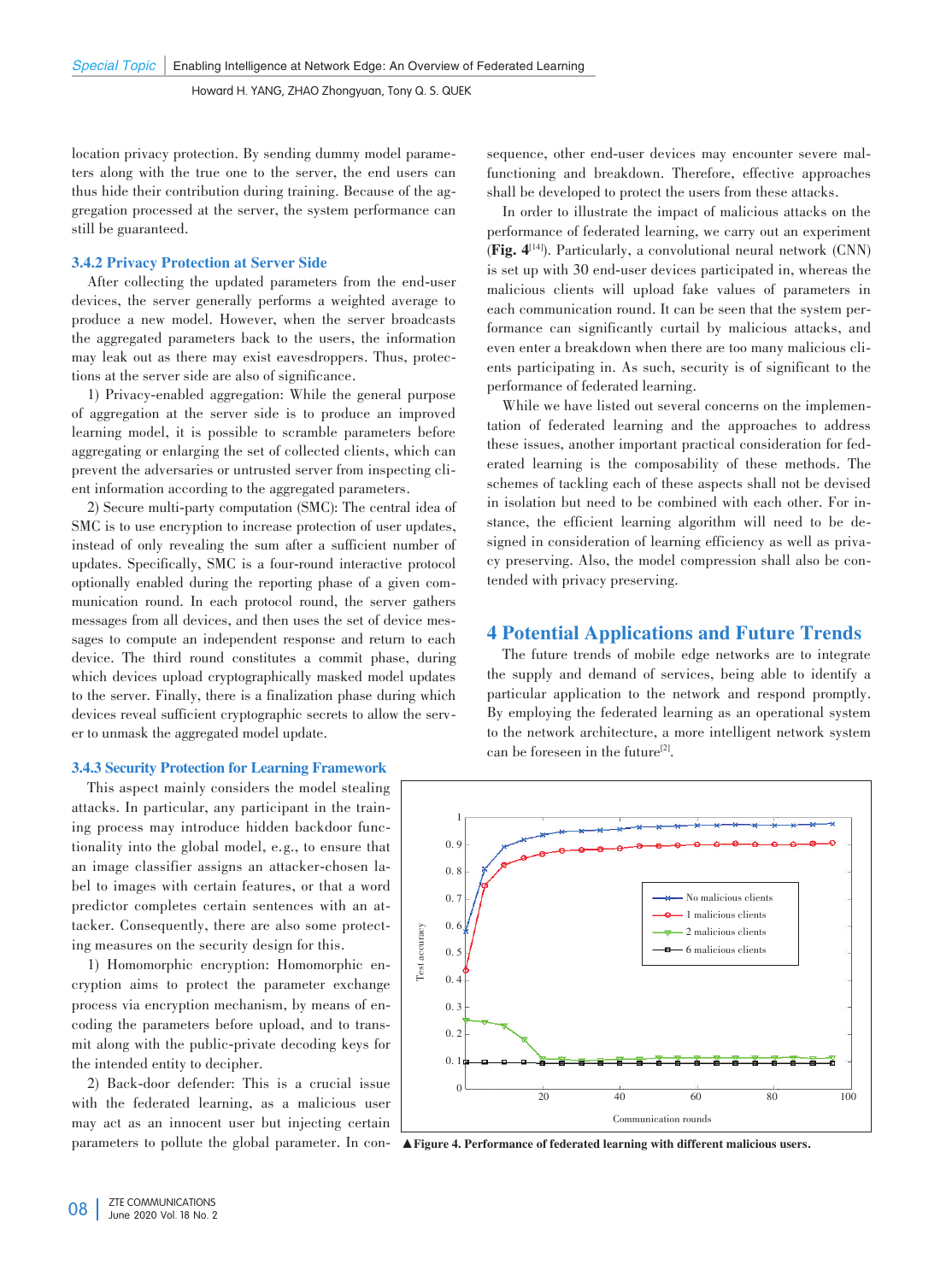location privacy protection. By sending dummy model parameters along with the true one to the server, the end users can thus hide their contribution during training. Because of the aggregation processed at the server, the system performance can still be guaranteed.

### 3.4.2 Privacy Protection at Server Side

After collecting the updated parameters from the end-user devices, the server generally performs a weighted average to produce a new model. However, when the server broadcasts the aggregated parameters back to the users, the information may leak out as there may exist eavesdroppers. Thus, protections at the server side are also of significance.

1) Privacy-enabled aggregation: While the general purpose of aggregation at the server side is to produce an improved learning model, it is possible to scramble parameters before aggregating or enlarging the set of collected clients, which can prevent the adversaries or untrusted server from inspecting client information according to the aggregated parameters.

2) Secure multi-party computation (SMC): The central idea of SMC is to use encryption to increase protection of user updates, instead of only revealing the sum after a sufficient number of updates. Specifically, SMC is a four-round interactive protocol optionally enabled during the reporting phase of a given communication round. In each protocol round, the server gathers messages from all devices, and then uses the set of device messages to compute an independent response and return to each device. The third round constitutes a commit phase, during which devices upload cryptographically masked model updates to the server. Finally, there is a finalization phase during which devices reveal sufficient cryptographic secrets to allow the server to unmask the aggregated model update.

### 3.4.3 Security Protection for Learning Framework

This aspect mainly considers the model stealing attacks. In particular, any participant in the training process may introduce hidden backdoor functionality into the global model, e.g., to ensure that an image classifier assigns an attacker-chosen label to images with certain features, or that a word predictor completes certain sentences with an attacker. Consequently, there are also some protecting measures on the security design for this.

1) Homomorphic encryption: Homomorphic encryption aims to protect the parameter exchange process via encryption mechanism, by means of encoding the parameters before upload, and to transmit along with the public-private decoding keys for the intended entity to decipher.

2) Back-door defender: This is a crucial issue with the federated learning, as a malicious user may act as an innocent user but injecting certain parameters to pollute the global parameter. In consequence, other end-user devices may encounter severe malfunctioning and breakdown. Therefore, effective approaches shall be developed to protect the users from these attacks.

In order to illustrate the impact of malicious attacks on the performance of federated learning, we carry out an experiment (**Fig. 4**[14]). Particularly, a convolutional neural network (CNN) is set up with 30 end-user devices participated in, whereas the malicious clients will upload fake values of parameters in each communication round. It can be seen that the system performance can significantly curtail by malicious attacks, and even enter a breakdown when there are too many malicious clients participating in. As such, security is of significant to the performance of federated learning.

While we have listed out several concerns on the implementation of federated learning and the approaches to address these issues, another important practical consideration for federated learning is the composability of these methods. The schemes of tackling each of these aspects shall not be devised in isolation but need to be combined with each other. For instance, the efficient learning algorithm will need to be designed in consideration of learning efficiency as well as privacy preserving. Also, the model compression shall also be contended with privacy preserving.

## 4 Potential Applications and Future Trends

The future trends of mobile edge networks are to integrate the supply and demand of services, being able to identify a particular application to the network and respond promptly. By employing the federated learning as an operational system to the network architecture, a more intelligent network system can be foreseen in the future[2].

▲**Figure 4. Performance of federated learning with different malicious users.**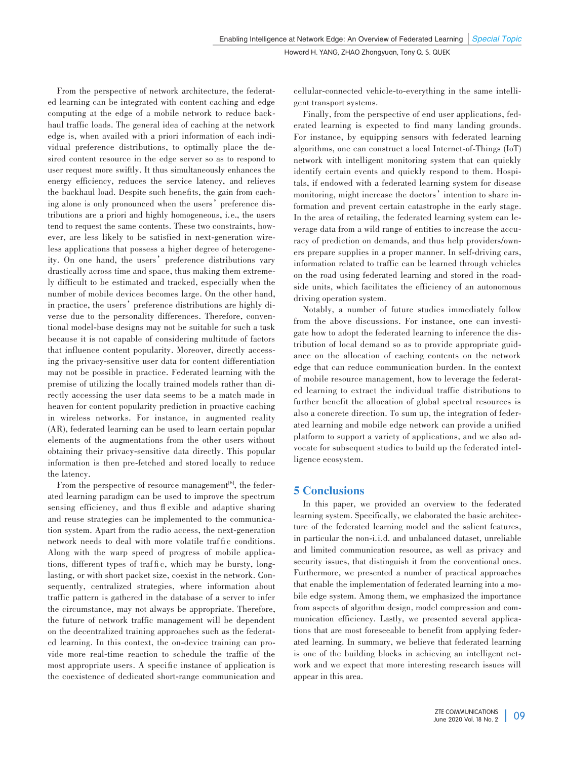From the perspective of network architecture, the federated learning can be integrated with content caching and edge computing at the edge of a mobile network to reduce backhaul traffic loads. The general idea of caching at the network edge is, when availed with a priori information of each individual preference distributions, to optimally place the desired content resource in the edge server so as to respond to user request more swiftly. It thus simultaneously enhances the energy efficiency, reduces the service latency, and relieves the backhaul load. Despite such benefits, the gain from caching alone is only pronounced when the users' preference distributions are a priori and highly homogeneous, i.e., the users tend to request the same contents. These two constraints, however, are less likely to be satisfied in next-generation wireless applications that possess a higher degree of heterogeneity. On one hand, the users' preference distributions vary drastically across time and space, thus making them extremely difficult to be estimated and tracked, especially when the number of mobile devices becomes large. On the other hand, in practice, the users' preference distributions are highly diverse due to the personality differences. Therefore, conventional model-base designs may not be suitable for such a task because it is not capable of considering multitude of factors that influence content popularity. Moreover, directly accessing the privacy-sensitive user data for content differentiation may not be possible in practice. Federated learning with the premise of utilizing the locally trained models rather than directly accessing the user data seems to be a match made in heaven for content popularity prediction in proactive caching in wireless networks. For instance, in augmented reality (AR), federated learning can be used to learn certain popular elements of the augmentations from the other users without obtaining their privacy-sensitive data directly. This popular information is then pre-fetched and stored locally to reduce the latency.

From the perspective of resource management[6], the federated learning paradigm can be used to improve the spectrum sensing efficiency, and thus flexible and adaptive sharing and reuse strategies can be implemented to the communication system. Apart from the radio access, the next-generation network needs to deal with more volatile traffic conditions. Along with the warp speed of progress of mobile applications, different types of traffic, which may be bursty, long-lasting, or with short packet size, coexist in the network. Consequently, centralized strategies, where information about traffic pattern is gathered in the database of a server to infer the circumstance, may not always be appropriate. Therefore, the future of network traffic management will be dependent on the decentralized training approaches such as the federated learning. In this context, the on-device training can provide more real-time reaction to schedule the traffic of the most appropriate users. A specific instance of application is the coexistence of dedicated short-range communication and cellular-connected vehicle-to-everything in the same intelligent transport systems.

Finally, from the perspective of end user applications, federated learning is expected to find many landing grounds. For instance, by equipping sensors with federated learning algorithms, one can construct a local Internet-of-Things (IoT) network with intelligent monitoring system that can quickly identify certain events and quickly respond to them. Hospitals, if endowed with a federated learning system for disease monitoring, might increase the doctors' intention to share information and prevent certain catastrophe in the early stage. In the area of retailing, the federated learning system can leverage data from a wide range of entities to increase the accuracy of prediction on demands, and thus help providers/owners prepare supplies in a proper manner. In self-driving cars, information related to traffic can be learned through vehicles on the road using federated learning and stored in the roadside units, which facilitates the efficiency of an autonomous driving operation system.

Notably, a number of future studies immediately follow from the above discussions. For instance, one can investigate how to adopt the federated learning to inference the distribution of local demand so as to provide appropriate guidance on the allocation of caching contents on the network edge that can reduce communication burden. In the context of mobile resource management, how to leverage the federated learning to extract the individual traffic distributions to further benefit the allocation of global spectral resources is also a concrete direction. To sum up, the integration of federated learning and mobile edge network can provide a unified platform to support a variety of applications, and we also advocate for subsequent studies to build up the federated intelligence ecosystem.

## 5 Conclusions

In this paper, we provided an overview to the federated learning system. Specifically, we elaborated the basic architecture of the federated learning model and the salient features, in particular the non-i.i.d. and unbalanced dataset, unreliable and limited communication resource, as well as privacy and security issues, that distinguish it from the conventional ones. Furthermore, we presented a number of practical approaches that enable the implementation of federated learning into a mobile edge system. Among them, we emphasized the importance from aspects of algorithm design, model compression and communication efficiency. Lastly, we presented several applications that are most foreseeable to benefit from applying federated learning. In summary, we believe that federated learning is one of the building blocks in achieving an intelligent network and we expect that more interesting research issues will appear in this area.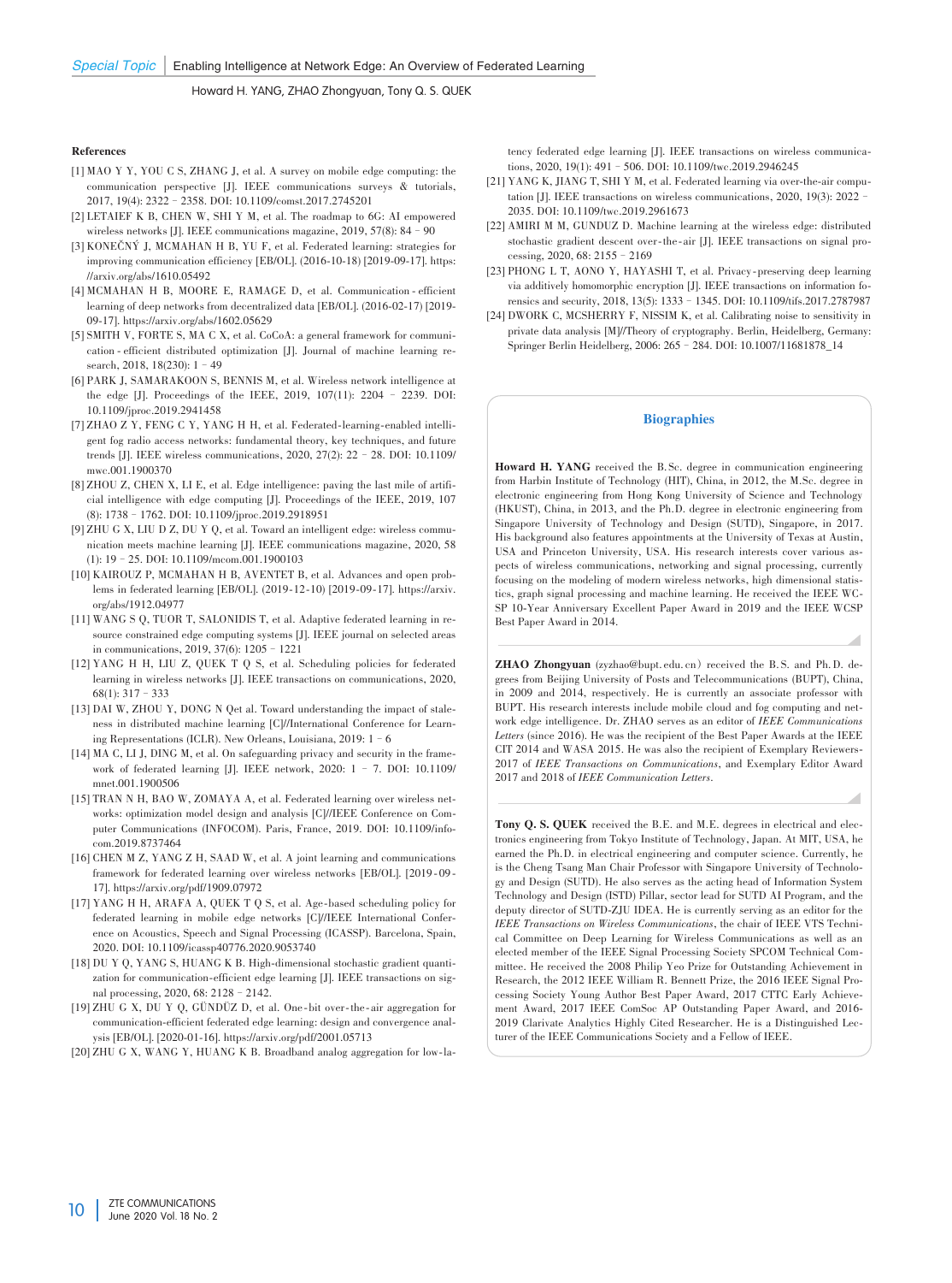## References

[1] MAO Y Y, YOU C S, ZHANG J, et al. A survey on mobile edge computing: the communication perspective [J]. IEEE communications surveys & tutorials, 2017, 19(4): 2322 – 2358. DOI: 10.1109/comst.2017.2745201

[2] LETAIEF K B, CHEN W, SHI Y M, et al. The roadmap to 6G: AI empowered wireless networks [J]. IEEE communications magazine, 2019, 57(8): 84 – 90

[3] KONEČNÝ J, MCMAHAN H B, YU F, et al. Federated learning: strategies for improving communication efficiency [EB/OL]. (2016-10-18) [2019-09-17]. https://arxiv.org/abs/1610.05492

[4] MCMAHAN H B, MOORE E, RAMAGE D, et al. Communication-efficient learning of deep networks from decentralized data [EB/OL]. (2016-02-17) [2019-09-17]. https://arxiv.org/abs/1602.05629

[5] SMITH V, FORTE S, MA C X, et al. CoCoA: a general framework for communication-efficient distributed optimization [J]. Journal of machine learning research, 2018, 18(230): 1 – 49

[6] PARK J, SAMARAKOON S, BENNIS M, et al. Wireless network intelligence at the edge [J]. Proceedings of the IEEE, 2019, 107(11): 2204 – 2239. DOI: 10.1109/jproc.2019.2941458

[7] ZHAO Z Y, FENG C Y, YANG H H, et al. Federated-learning-enabled intelligent fog radio access networks: fundamental theory, key techniques, and future trends [J]. IEEE wireless communications, 2020, 27(2): 22 – 28. DOI: 10.1109/mwc.001.1900370

[8] ZHOU Z, CHEN X, LI E, et al. Edge intelligence: paving the last mile of artificial intelligence with edge computing [J]. Proceedings of the IEEE, 2019, 107 (8): 1738 – 1762. DOI: 10.1109/jproc.2019.2918951

[9] ZHU G X, LIU D Z, DU Y Q, et al. Toward an intelligent edge: wireless communication meets machine learning [J]. IEEE communications magazine, 2020, 58 (1): 19 – 25. DOI: 10.1109/mcom.001.1900103

[10] KAIROUZ P, MCMAHAN H B, AVENTET B, et al. Advances and open problems in federated learning [EB/OL]. (2019-12-10) [2019-09-17]. https://arxiv.org/abs/1912.04977

[11] WANG S Q, TUOR T, SALONIDIS T, et al. Adaptive federated learning in resource constrained edge computing systems [J]. IEEE journal on selected areas in communications, 2019, 37(6): 1205 – 1221

[12] YANG H H, LIU Z, QUEK T Q S, et al. Scheduling policies for federated learning in wireless networks [J]. IEEE transactions on communications, 2020, 68(1): 317 – 333

[13] DAI W, ZHOU Y, DONG N Qet al. Toward understanding the impact of staleness in distributed machine learning [C]//International Conference for Learning Representations (ICLR). New Orleans, Louisiana, 2019: 1 – 6

[14] MA C, LI J, DING M, et al. On safeguarding privacy and security in the framework of federated learning [J]. IEEE network, 2020: 1 – 7. DOI: 10.1109/mnet.001.1900506

[15] TRAN N H, BAO W, ZOMAYA A, et al. Federated learning over wireless networks: optimization model design and analysis [C]//IEEE Conference on Computer Communications (INFOCOM). Paris, France, 2019. DOI: 10.1109/infocom.2019.8737464

[16] CHEN M Z, YANG Z H, SAAD W, et al. A joint learning and communications framework for federated learning over wireless networks [EB/OL]. [2019-09-17]. https://arxiv.org/pdf/1909.07972

[17] YANG H H, ARAFA A, QUEK T Q S, et al. Age-based scheduling policy for federated learning in mobile edge networks [C]//IEEE International Conference on Acoustics, Speech and Signal Processing (ICASSP). Barcelona, Spain, 2020. DOI: 10.1109/icassp40776.2020.9053740

[18] DU Y Q, YANG S, HUANG K B. High-dimensional stochastic gradient quantization for communication-efficient edge learning [J]. IEEE transactions on signal processing, 2020, 68: 2128 – 2142.

[19] ZHU G X, DU Y Q, GÜNDÜZ D, et al. One-bit over-the-air aggregation for communication-efficient federated edge learning: design and convergence analysis [EB/OL]. [2020-01-16]. https://arxiv.org/pdf/2001.05713

[20] ZHU G X, WANG Y, HUANG K B. Broadband analog aggregation for low-latency federated edge learning [J]. IEEE transactions on wireless communications, 2020, 19(1): 491 – 506. DOI: 10.1109/twc.2019.2946245

[21] YANG K, JIANG T, SHI Y M, et al. Federated learning via over-the-air computation [J]. IEEE transactions on wireless communications, 2020, 19(3): 2022 – 2035. DOI: 10.1109/twc.2019.2961673

[22] AMIRI M M, GUNDUZ D. Machine learning at the wireless edge: distributed stochastic gradient descent over-the-air [J]. IEEE transactions on signal processing, 2020, 68: 2155 – 2169

[23] PHONG L T, AONO Y, HAYASHI T, et al. Privacy-preserving deep learning via additively homomorphic encryption [J]. IEEE transactions on information forensics and security, 2018, 13(5): 1333 – 1345. DOI: 10.1109/tifs.2017.2787987

[24] DWORK C, MCSHERRY F, NISSIM K, et al. Calibrating noise to sensitivity in private data analysis [M]//Theory of cryptography. Berlin, Heidelberg, Germany: Springer Berlin Heidelberg, 2006: 265 – 284. DOI: 10.1007/11681878_14

## Biographies

**Howard H. YANG** received the B.Sc. degree in communication engineering from Harbin Institute of Technology (HIT), China, in 2012, the M.Sc. degree in electronic engineering from Hong Kong University of Science and Technology (HKUST), China, in 2013, and the Ph.D. degree in electronic engineering from Singapore University of Technology and Design (SUTD), Singapore, in 2017. His background also features appointments at the University of Texas at Austin, USA and Princeton University, USA. His research interests cover various aspects of wireless communications, networking and signal processing, currently focusing on the modeling of modern wireless networks, high dimensional statistics, graph signal processing and machine learning. He received the IEEE WCSP 10-Year Anniversary Excellent Paper Award in 2019 and the IEEE WCSP Best Paper Award in 2014.

**ZHAO Zhongyuan** (zyzhao@bupt.edu.cn) received the B.S. and Ph.D. degrees from Beijing University of Posts and Telecommunications (BUPT), China, in 2009 and 2014, respectively. He is currently an associate professor with BUPT. His research interests include mobile cloud and fog computing and network edge intelligence. Dr. ZHAO serves as an editor of *IEEE Communications Letters* (since 2016). He was the recipient of the Best Paper Awards at the IEEE CIT 2014 and WASA 2015. He was also the recipient of Exemplary Reviewers 2017 of *IEEE Transactions on Communications*, and Exemplary Editor Award 2017 and 2018 of *IEEE Communication Letters*.

**Tony Q. S. QUEK** received the B.E. and M.E. degrees in electrical and electronics engineering from Tokyo Institute of Technology, Japan. At MIT, USA, he earned the Ph.D. in electrical engineering and computer science. Currently, he is the Cheng Tsang Man Chair Professor with Singapore University of Technology and Design (SUTD). He also serves as the acting head of Information System Technology and Design (ISTD) Pillar, sector lead for SUTD AI Program, and the deputy director of SUTD-ZJU IDEA. He is currently serving as an editor for the *IEEE Transactions on Wireless Communications*, the chair of IEEE VTS Technical Committee on Deep Learning for Wireless Communications as well as an elected member of the IEEE Signal Processing Society SPCOM Technical Committee. He received the 2008 Philip Yeo Prize for Outstanding Achievement in Research, the 2012 IEEE William R. Bennett Prize, the 2016 IEEE Signal Processing Society Young Author Best Paper Award, 2017 CTTC Early Achievement Award, 2017 IEEE ComSoc AP Outstanding Paper Award, and 2016-2019 Clarivate Analytics Highly Cited Researcher. He is a Distinguished Lecturer of the IEEE Communications Society and a Fellow of IEEE.